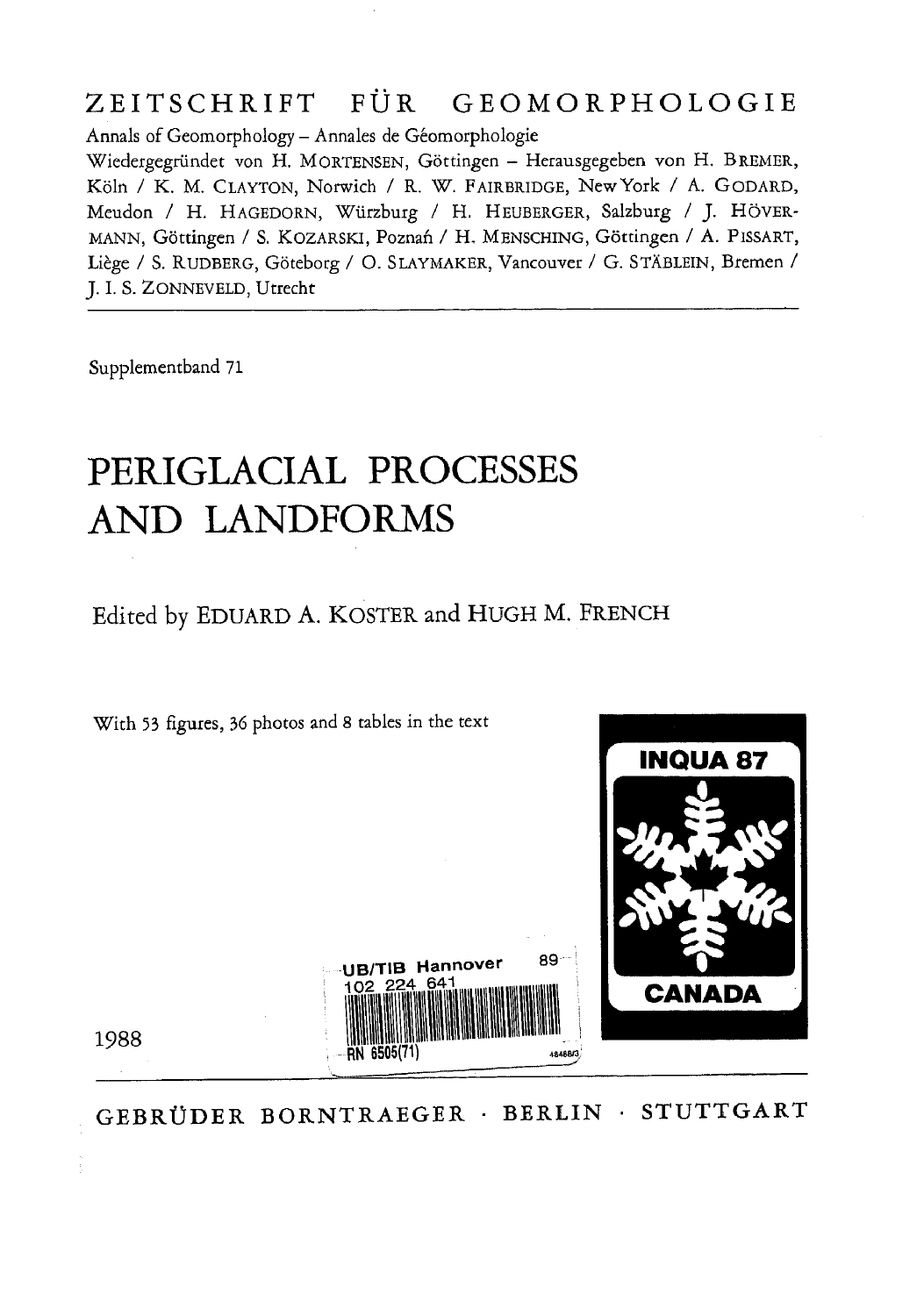# ZEITSCHRIFT FÜR GEOMORPHOLOGIE

Annals of Geomorphology – Annales de Géomorphologie

Wiedergegründet von H. MORTENSEN, Göttingen – Herausgegeben von H. BREMER, Köln / K. M. CLAYTON, Norwich / R. W. FAIRBRIDGE, New York / A. GODARD, Meudon / H. HAGEDORN, Würzburg / H. HEUBERGER, Salzburg / J. HÖVERMANN, Göttingen / S. KOZARSKI, Poznań / H. MENSCHING, Göttingen / A. PISSART, Liège / S. RUDBERG, Göteborg / O. SLAYMAKER, Vancouver / G. STÄBLEIN, Bremen / J. I. S. ZONNEVELD, Utrecht

Supplementband 71

# PERIGLACIAL PROCESSES AND LANDFORMS

Edited by EDUARD A. KOSTER and HUGH M. FRENCH

With 53 figures, 36 photos and 8 tables in the text

INQUA 87

CANADA

UB/TIB Hannover 89
102 224 641
RN 6505(71)

1988

GEBRÜDER BORNTRAEGER · BERLIN · STUTTGART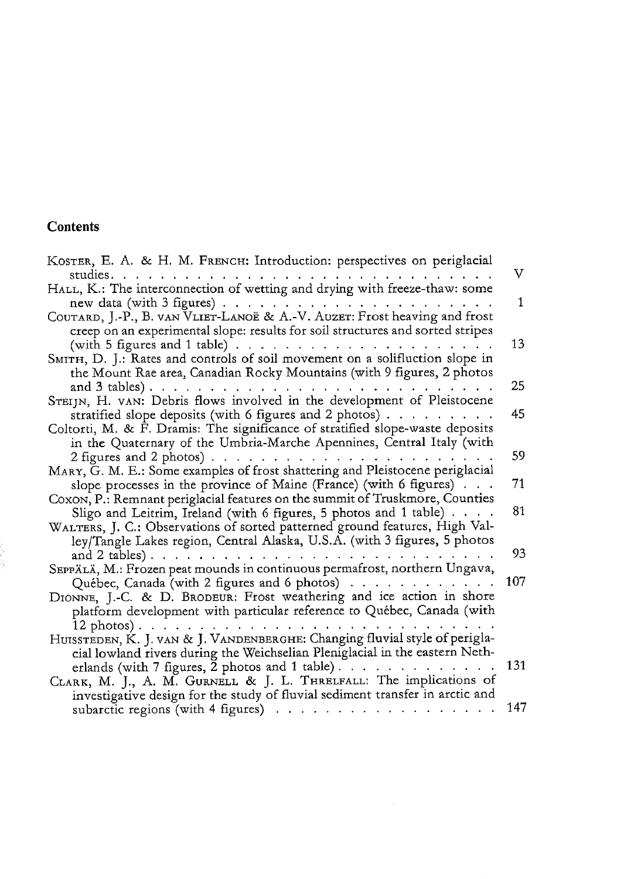## Contents

KOSTER, E. A. & H. M. FRENCH: Introduction: perspectives on periglacial studies . . . . . . . . . . . . . . . . . . . . . . . . . . . . . . . V

HALL, K.: The interconnection of wetting and drying with freeze-thaw: some new data (with 3 figures) . . . . . . . . . . . . . . . . . . . . . . 1

COUTARD, J.-P., B. VAN VLIET-LANOË & A.-V. AUZET: Frost heaving and frost creep on an experimental slope: results for soil structures and sorted stripes (with 5 figures and 1 table) . . . . . . . . . . . . . . . . . . . . . 13

SMITH, D. J.: Rates and controls of soil movement on a solifluction slope in the Mount Rae area, Canadian Rocky Mountains (with 9 figures, 2 photos and 3 tables) . . . . . . . . . . . . . . . . . . . . . . . . . . . . 25

STEIJN, H. VAN: Debris flows involved in the development of Pleistocene stratified slope deposits (with 6 figures and 2 photos) . . . . . . . . . 45

Coltorti, M. & F. Dramis: The significance of stratified slope-waste deposits in the Quaternary of the Umbria-Marche Apennines, Central Italy (with 2 figures and 2 photos) . . . . . . . . . . . . . . . . . . . . . . . 59

MARY, G. M. E.: Some examples of frost shattering and Pleistocene periglacial slope processes in the province of Maine (France) (with 6 figures) . . . 71

COXON, P.: Remnant periglacial features on the summit of Truskmore, Counties Sligo and Leitrim, Ireland (with 6 figures, 5 photos and 1 table) . . . . 81

WALTERS, J. C.: Observations of sorted patterned ground features, High Valley/Tangle Lakes region, Central Alaska, U.S.A. (with 3 figures, 5 photos and 2 tables) . . . . . . . . . . . . . . . . . . . . . . . . . . . . 93

SEPPÄLÄ, M.: Frozen peat mounds in continuous permafrost, northern Ungava, Québec, Canada (with 2 figures and 6 photos) . . . . . . . . . . . . 107

DIONNE, J.-C. & D. BRODEUR: Frost weathering and ice action in shore platform development with particular reference to Québec, Canada (with 12 photos) . . . . . . . . . . . . . . . . . . . . . . . . . . . . .

HUISSTEDEN, K. J. VAN & J. VANDENBERGHE: Changing fluvial style of periglacial lowland rivers during the Weichselian Pleniglacial in the eastern Netherlands (with 7 figures, 2 photos and 1 table) . . . . . . . . . . . . . 131

CLARK, M. J., A. M. GURNELL & J. L. THRELFALL: The implications of investigative design for the study of fluvial sediment transfer in arctic and subarctic regions (with 4 figures) . . . . . . . . . . . . . . . . . . 147